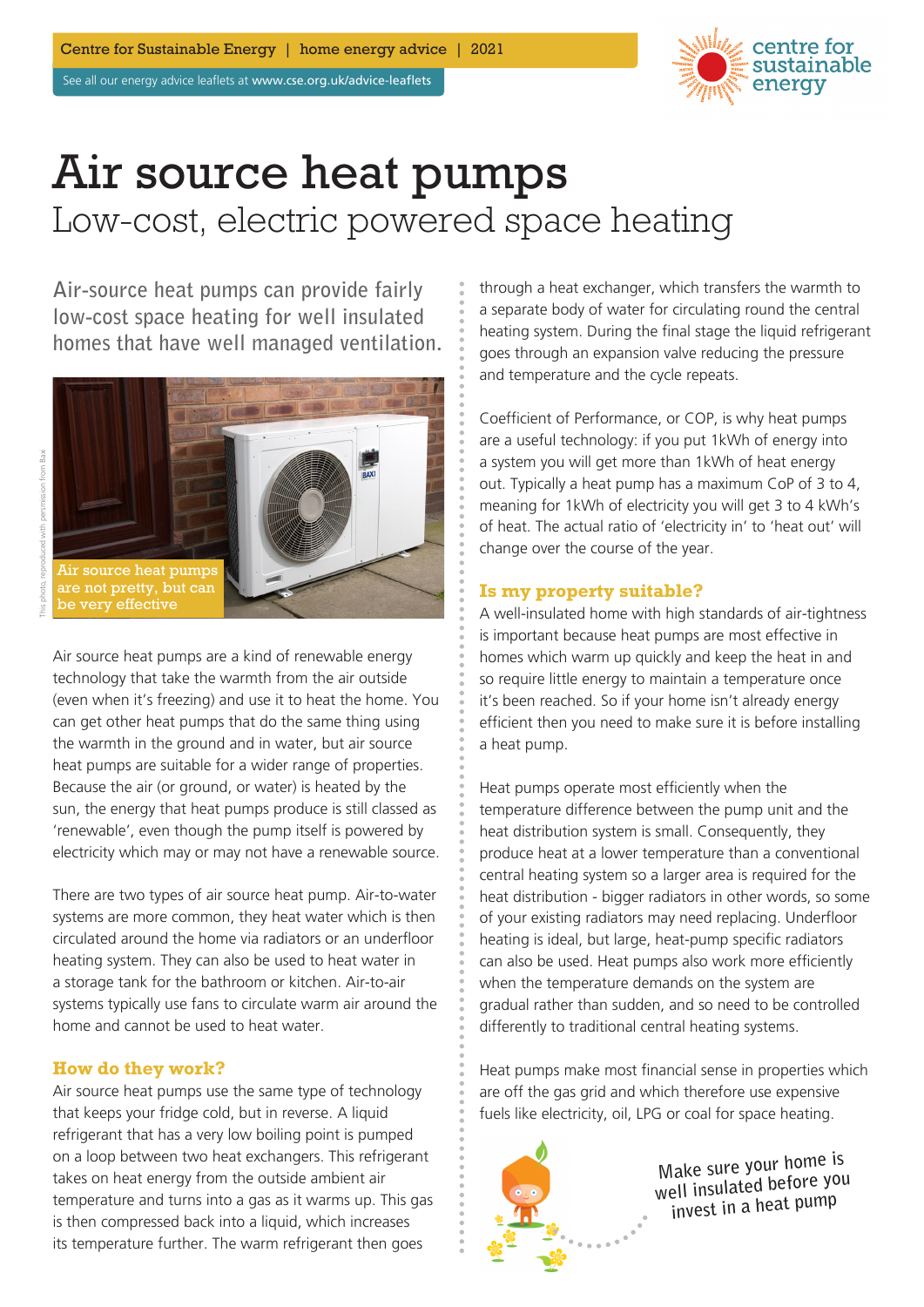# Air source heat pumps

## Low-cost, electric powered space heating

Air-source heat pumps can provide fairly low-cost space heating for well insulated homes that have well managed ventilation.

Air source heat pumps are not pretty, but can be very effective

Air source heat pumps are a kind of renewable energy technology that take the warmth from the air outside (even when it's freezing) and use it to heat the home. You can get other heat pumps that do the same thing using the warmth in the ground and in water, but air source heat pumps are suitable for a wider range of properties. Because the air (or ground, or water) is heated by the sun, the energy that heat pumps produce is still classed as 'renewable', even though the pump itself is powered by electricity which may or may not have a renewable source.

There are two types of air source heat pump. Air-to-water systems are more common, they heat water which is then circulated around the home via radiators or an underfloor heating system. They can also be used to heat water in a storage tank for the bathroom or kitchen. Air-to-air systems typically use fans to circulate warm air around the home and cannot be used to heat water.

### How do they work?

Air source heat pumps use the same type of technology that keeps your fridge cold, but in reverse. A liquid refrigerant that has a very low boiling point is pumped on a loop between two heat exchangers. This refrigerant takes on heat energy from the outside ambient air temperature and turns into a gas as it warms up. This gas is then compressed back into a liquid, which increases its temperature further. The warm refrigerant then goes through a heat exchanger, which transfers the warmth to a separate body of water for circulating round the central heating system. During the final stage the liquid refrigerant goes through an expansion valve reducing the pressure and temperature and the cycle repeats.

Coefficient of Performance, or COP, is why heat pumps are a useful technology: if you put 1kWh of energy into a system you will get more than 1kWh of heat energy out. Typically a heat pump has a maximum CoP of 3 to 4, meaning for 1kWh of electricity you will get 3 to 4 kWh's of heat. The actual ratio of 'electricity in' to 'heat out' will change over the course of the year.

### Is my property suitable?

A well-insulated home with high standards of air-tightness is important because heat pumps are most effective in homes which warm up quickly and keep the heat in and so require little energy to maintain a temperature once it's been reached. So if your home isn't already energy efficient then you need to make sure it is before installing a heat pump.

Heat pumps operate most efficiently when the temperature difference between the pump unit and the heat distribution system is small. Consequently, they produce heat at a lower temperature than a conventional central heating system so a larger area is required for the heat distribution - bigger radiators in other words, so some of your existing radiators may need replacing. Underfloor heating is ideal, but large, heat-pump specific radiators can also be used. Heat pumps also work more efficiently when the temperature demands on the system are gradual rather than sudden, and so need to be controlled differently to traditional central heating systems.

Heat pumps make most financial sense in properties which are off the gas grid and which therefore use expensive fuels like electricity, oil, LPG or coal for space heating.

Make sure your home is well insulated before you invest in a heat pump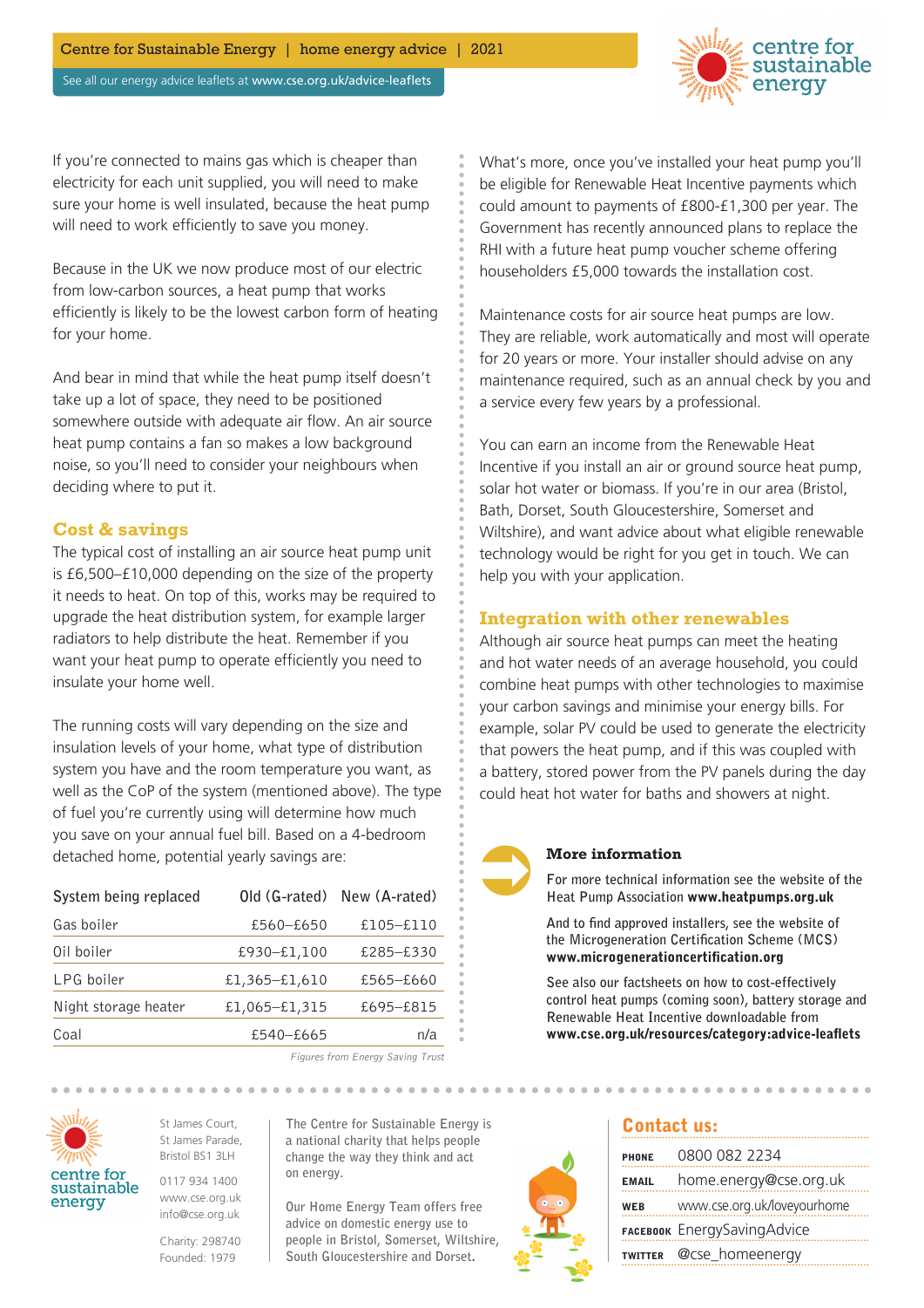If you're connected to mains gas which is cheaper than electricity for each unit supplied, you will need to make sure your home is well insulated, because the heat pump will need to work efficiently to save you money.

Because in the UK we now produce most of our electric from low-carbon sources, a heat pump that works efficiently is likely to be the lowest carbon form of heating for your home.

And bear in mind that while the heat pump itself doesn't take up a lot of space, they need to be positioned somewhere outside with adequate air flow. An air source heat pump contains a fan so makes a low background noise, so you'll need to consider your neighbours when deciding where to put it.

## Cost & savings

The typical cost of installing an air source heat pump unit is £6,500–£10,000 depending on the size of the property it needs to heat. On top of this, works may be required to upgrade the heat distribution system, for example larger radiators to help distribute the heat. Remember if you want your heat pump to operate efficiently you need to insulate your home well.

The running costs will vary depending on the size and insulation levels of your home, what type of distribution system you have and the room temperature you want, as well as the CoP of the system (mentioned above). The type of fuel you're currently using will determine how much you save on your annual fuel bill. Based on a 4-bedroom detached home, potential yearly savings are:

| System being replaced | Old (G-rated) | New (A-rated) |
|---|---|---|
| Gas boiler | £560–£650 | £105–£110 |
| Oil boiler | £930–£1,100 | £285–£330 |
| LPG boiler | £1,365–£1,610 | £565–£660 |
| Night storage heater | £1,065–£1,315 | £695–£815 |
| Coal | £540–£665 | n/a |

*Figures from Energy Saving Trust*

What's more, once you've installed your heat pump you'll be eligible for Renewable Heat Incentive payments which could amount to payments of £800-£1,300 per year. The Government has recently announced plans to replace the RHI with a future heat pump voucher scheme offering householders £5,000 towards the installation cost.

Maintenance costs for air source heat pumps are low. They are reliable, work automatically and most will operate for 20 years or more. Your installer should advise on any maintenance required, such as an annual check by you and a service every few years by a professional.

You can earn an income from the Renewable Heat Incentive if you install an air or ground source heat pump, solar hot water or biomass. If you're in our area (Bristol, Bath, Dorset, South Gloucestershire, Somerset and Wiltshire), and want advice about what eligible renewable technology would be right for you get in touch. We can help you with your application.

## Integration with other renewables

Although air source heat pumps can meet the heating and hot water needs of an average household, you could combine heat pumps with other technologies to maximise your carbon savings and minimise your energy bills. For example, solar PV could be used to generate the electricity that powers the heat pump, and if this was coupled with a battery, stored power from the PV panels during the day could heat hot water for baths and showers at night.

### More information

For more technical information see the website of the Heat Pump Association **www.heatpumps.org.uk**

And to find approved installers, see the website of the Microgeneration Certification Scheme (MCS) **www.microgenerationcertification.org**

See also our factsheets on how to cost-effectively control heat pumps (coming soon), battery storage and Renewable Heat Incentive downloadable from **www.cse.org.uk/resources/category:advice-leaflets**

centre for sustainable energy

St James Court,
St James Parade,
Bristol BS1 3LH

0117 934 1400
www.cse.org.uk
info@cse.org.uk

Charity: 298740
Founded: 1979

The Centre for Sustainable Energy is a national charity that helps people change the way they think and act on energy.

Our Home Energy Team offers free advice on domestic energy use to people in Bristol, Somerset, Wiltshire, South Gloucestershire and Dorset.

## Contact us:

| | |
|---|---|
| PHONE | 0800 082 2234 |
| EMAIL | home.energy@cse.org.uk |
| WEB | www.cse.org.uk/loveyourhome |
| FACEBOOK | EnergySavingAdvice |
| TWITTER | @cse_homeenergy |